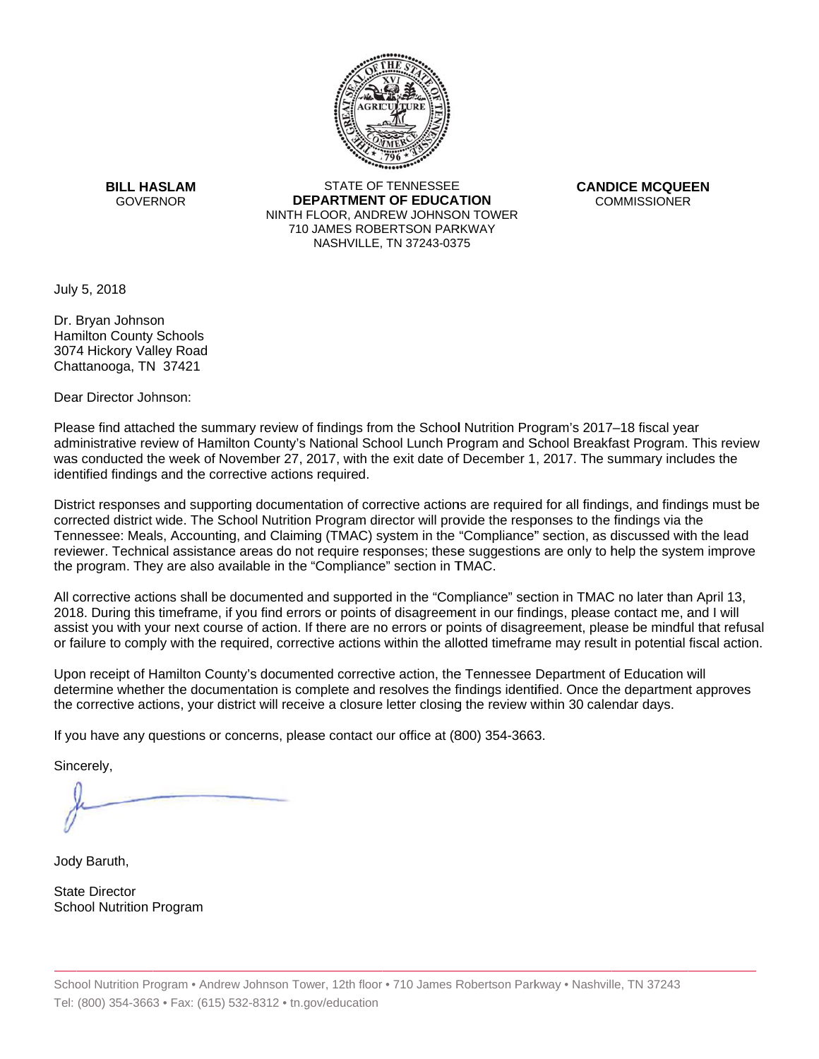**BILL HASLAM**
GOVERNOR

STATE OF TENNESSEE
**DEPARTMENT OF EDUCATION**
NINTH FLOOR, ANDREW JOHNSON TOWER
710 JAMES ROBERTSON PARKWAY
NASHVILLE, TN 37243-0375

**CANDICE MCQUEEN**
COMMISSIONER

July 5, 2018

Dr. Bryan Johnson
Hamilton County Schools
3074 Hickory Valley Road
Chattanooga, TN 37421

Dear Director Johnson:

Please find attached the summary review of findings from the School Nutrition Program's 2017–18 fiscal year administrative review of Hamilton County's National School Lunch Program and School Breakfast Program. This review was conducted the week of November 27, 2017, with the exit date of December 1, 2017. The summary includes the identified findings and the corrective actions required.

District responses and supporting documentation of corrective actions are required for all findings, and findings must be corrected district wide. The School Nutrition Program director will provide the responses to the findings via the Tennessee: Meals, Accounting, and Claiming (TMAC) system in the "Compliance" section, as discussed with the lead reviewer. Technical assistance areas do not require responses; these suggestions are only to help the system improve the program. They are also available in the "Compliance" section in TMAC.

All corrective actions shall be documented and supported in the "Compliance" section in TMAC no later than April 13, 2018. During this timeframe, if you find errors or points of disagreement in our findings, please contact me, and I will assist you with your next course of action. If there are no errors or points of disagreement, please be mindful that refusal or failure to comply with the required, corrective actions within the allotted timeframe may result in potential fiscal action.

Upon receipt of Hamilton County's documented corrective action, the Tennessee Department of Education will determine whether the documentation is complete and resolves the findings identified. Once the department approves the corrective actions, your district will receive a closure letter closing the review within 30 calendar days.

If you have any questions or concerns, please contact our office at (800) 354-3663.

Sincerely,

Jody Baruth,

State Director
School Nutrition Program

School Nutrition Program • Andrew Johnson Tower, 12th floor • 710 James Robertson Parkway • Nashville, TN 37243
Tel: (800) 354-3663 • Fax: (615) 532-8312 • tn.gov/education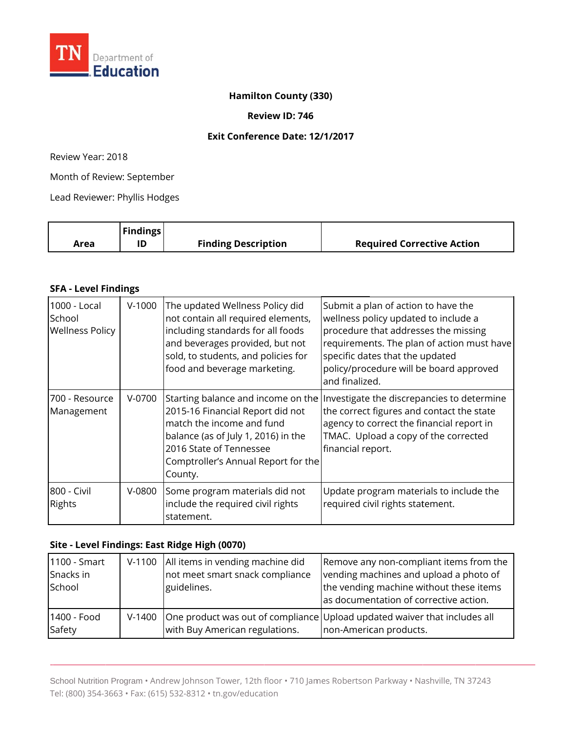**TN Department of Education**

**Hamilton County (330)**

**Review ID: 746**

**Exit Conference Date: 12/1/2017**

Review Year: 2018

Month of Review: September

Lead Reviewer: Phyllis Hodges

| Area | Findings ID | Finding Description | Required Corrective Action |
|---|---|---|---|

**SFA - Level Findings**

| | | | |
|---|---|---|---|
| 1000 - Local School Wellness Policy | V-1000 | The updated Wellness Policy did not contain all required elements, including standards for all foods and beverages provided, but not sold, to students, and policies for food and beverage marketing. | Submit a plan of action to have the wellness policy updated to include a procedure that addresses the missing requirements. The plan of action must have specific dates that the updated policy/procedure will be board approved and finalized. |
| 700 - Resource Management | V-0700 | Starting balance and income on the 2015-16 Financial Report did not match the income and fund balance (as of July 1, 2016) in the 2016 State of Tennessee Comptroller's Annual Report for the County. | Investigate the discrepancies to determine the correct figures and contact the state agency to correct the financial report in TMAC. Upload a copy of the corrected financial report. |
| 800 - Civil Rights | V-0800 | Some program materials did not include the required civil rights statement. | Update program materials to include the required civil rights statement. |

**Site - Level Findings: East Ridge High (0070)**

| | | | |
|---|---|---|---|
| 1100 - Smart Snacks in School | V-1100 | All items in vending machine did not meet smart snack compliance guidelines. | Remove any non-compliant items from the vending machines and upload a photo of the vending machine without these items as documentation of corrective action. |
| 1400 - Food Safety | V-1400 | One product was out of compliance with Buy American regulations. | Upload updated waiver that includes all non-American products. |

School Nutrition Program • Andrew Johnson Tower, 12th floor • 710 James Robertson Parkway • Nashville, TN 37243
Tel: (800) 354-3663 • Fax: (615) 532-8312 • tn.gov/education